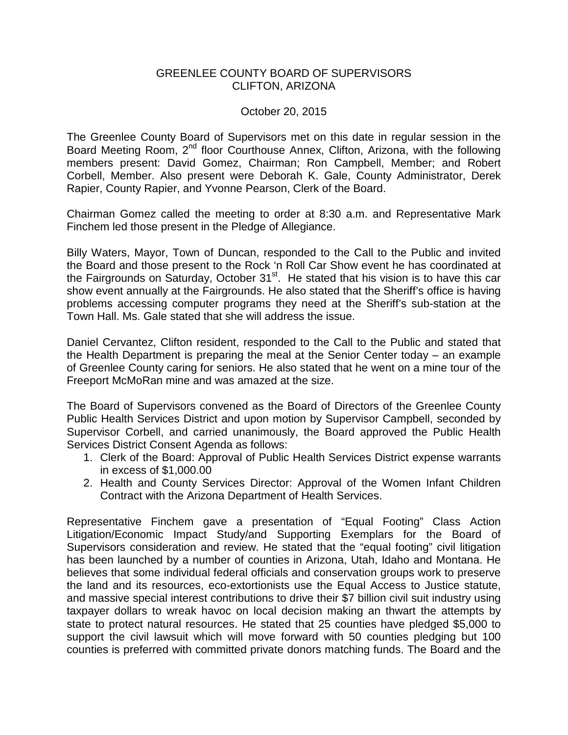GREENLEE COUNTY BOARD OF SUPERVISORS
CLIFTON, ARIZONA

October 20, 2015

The Greenlee County Board of Supervisors met on this date in regular session in the Board Meeting Room, 2nd floor Courthouse Annex, Clifton, Arizona, with the following members present: David Gomez, Chairman; Ron Campbell, Member; and Robert Corbell, Member. Also present were Deborah K. Gale, County Administrator, Derek Rapier, County Rapier, and Yvonne Pearson, Clerk of the Board.

Chairman Gomez called the meeting to order at 8:30 a.m. and Representative Mark Finchem led those present in the Pledge of Allegiance.

Billy Waters, Mayor, Town of Duncan, responded to the Call to the Public and invited the Board and those present to the Rock 'n Roll Car Show event he has coordinated at the Fairgrounds on Saturday, October 31st. He stated that his vision is to have this car show event annually at the Fairgrounds. He also stated that the Sheriff's office is having problems accessing computer programs they need at the Sheriff's sub-station at the Town Hall. Ms. Gale stated that she will address the issue.

Daniel Cervantez, Clifton resident, responded to the Call to the Public and stated that the Health Department is preparing the meal at the Senior Center today – an example of Greenlee County caring for seniors. He also stated that he went on a mine tour of the Freeport McMoRan mine and was amazed at the size.

The Board of Supervisors convened as the Board of Directors of the Greenlee County Public Health Services District and upon motion by Supervisor Campbell, seconded by Supervisor Corbell, and carried unanimously, the Board approved the Public Health Services District Consent Agenda as follows:

1. Clerk of the Board: Approval of Public Health Services District expense warrants in excess of $1,000.00
2. Health and County Services Director: Approval of the Women Infant Children Contract with the Arizona Department of Health Services.

Representative Finchem gave a presentation of "Equal Footing" Class Action Litigation/Economic Impact Study/and Supporting Exemplars for the Board of Supervisors consideration and review. He stated that the "equal footing" civil litigation has been launched by a number of counties in Arizona, Utah, Idaho and Montana. He believes that some individual federal officials and conservation groups work to preserve the land and its resources, eco-extortionists use the Equal Access to Justice statute, and massive special interest contributions to drive their $7 billion civil suit industry using taxpayer dollars to wreak havoc on local decision making an thwart the attempts by state to protect natural resources. He stated that 25 counties have pledged $5,000 to support the civil lawsuit which will move forward with 50 counties pledging but 100 counties is preferred with committed private donors matching funds. The Board and the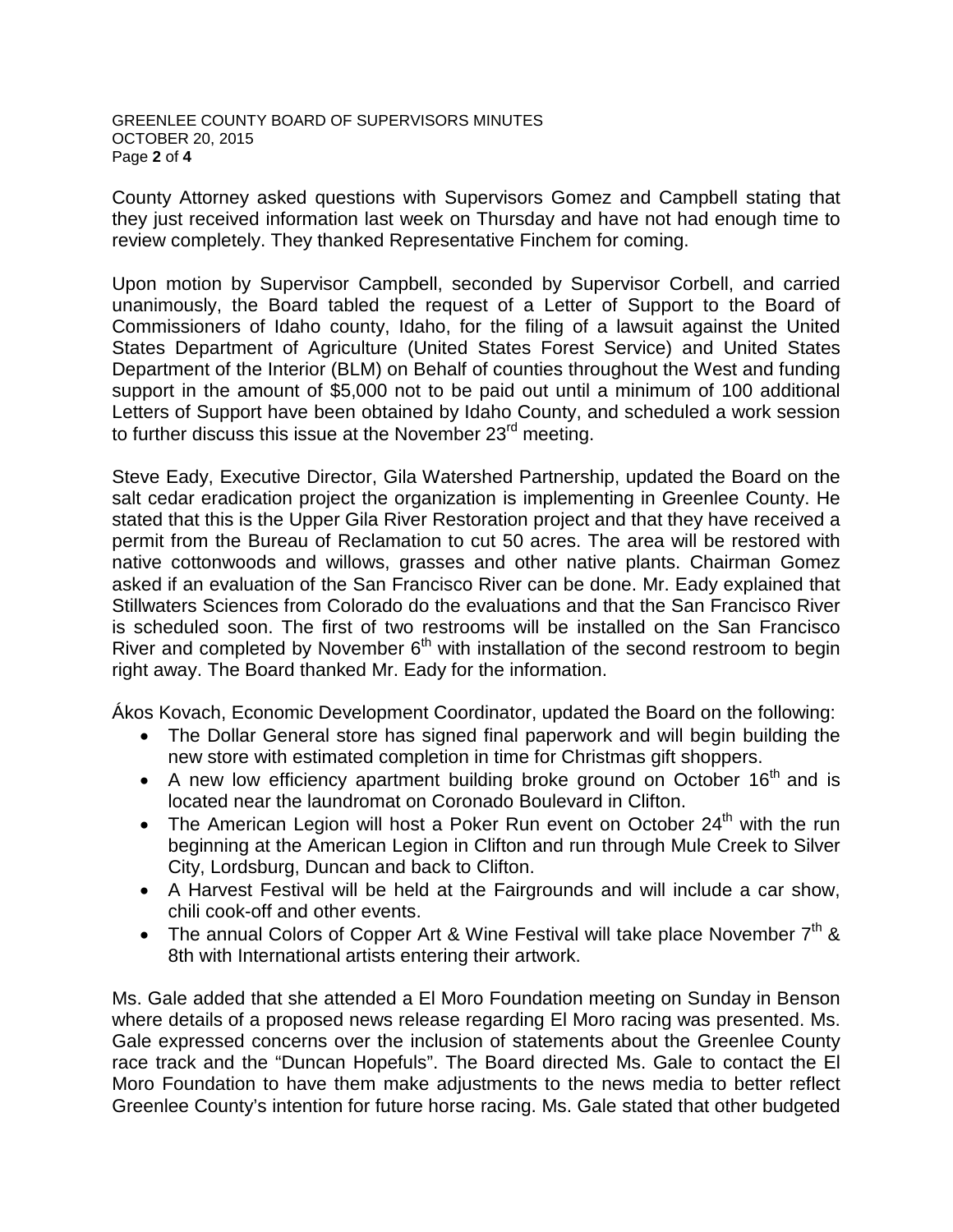County Attorney asked questions with Supervisors Gomez and Campbell stating that they just received information last week on Thursday and have not had enough time to review completely. They thanked Representative Finchem for coming.

Upon motion by Supervisor Campbell, seconded by Supervisor Corbell, and carried unanimously, the Board tabled the request of a Letter of Support to the Board of Commissioners of Idaho county, Idaho, for the filing of a lawsuit against the United States Department of Agriculture (United States Forest Service) and United States Department of the Interior (BLM) on Behalf of counties throughout the West and funding support in the amount of $5,000 not to be paid out until a minimum of 100 additional Letters of Support have been obtained by Idaho County, and scheduled a work session to further discuss this issue at the November 23rd meeting.

Steve Eady, Executive Director, Gila Watershed Partnership, updated the Board on the salt cedar eradication project the organization is implementing in Greenlee County. He stated that this is the Upper Gila River Restoration project and that they have received a permit from the Bureau of Reclamation to cut 50 acres. The area will be restored with native cottonwoods and willows, grasses and other native plants. Chairman Gomez asked if an evaluation of the San Francisco River can be done. Mr. Eady explained that Stillwaters Sciences from Colorado do the evaluations and that the San Francisco River is scheduled soon. The first of two restrooms will be installed on the San Francisco River and completed by November 6th with installation of the second restroom to begin right away. The Board thanked Mr. Eady for the information.

Ákos Kovach, Economic Development Coordinator, updated the Board on the following:

- The Dollar General store has signed final paperwork and will begin building the new store with estimated completion in time for Christmas gift shoppers.
- A new low efficiency apartment building broke ground on October 16th and is located near the laundromat on Coronado Boulevard in Clifton.
- The American Legion will host a Poker Run event on October 24th with the run beginning at the American Legion in Clifton and run through Mule Creek to Silver City, Lordsburg, Duncan and back to Clifton.
- A Harvest Festival will be held at the Fairgrounds and will include a car show, chili cook-off and other events.
- The annual Colors of Copper Art & Wine Festival will take place November 7th & 8th with International artists entering their artwork.

Ms. Gale added that she attended a El Moro Foundation meeting on Sunday in Benson where details of a proposed news release regarding El Moro racing was presented. Ms. Gale expressed concerns over the inclusion of statements about the Greenlee County race track and the "Duncan Hopefuls". The Board directed Ms. Gale to contact the El Moro Foundation to have them make adjustments to the news media to better reflect Greenlee County's intention for future horse racing. Ms. Gale stated that other budgeted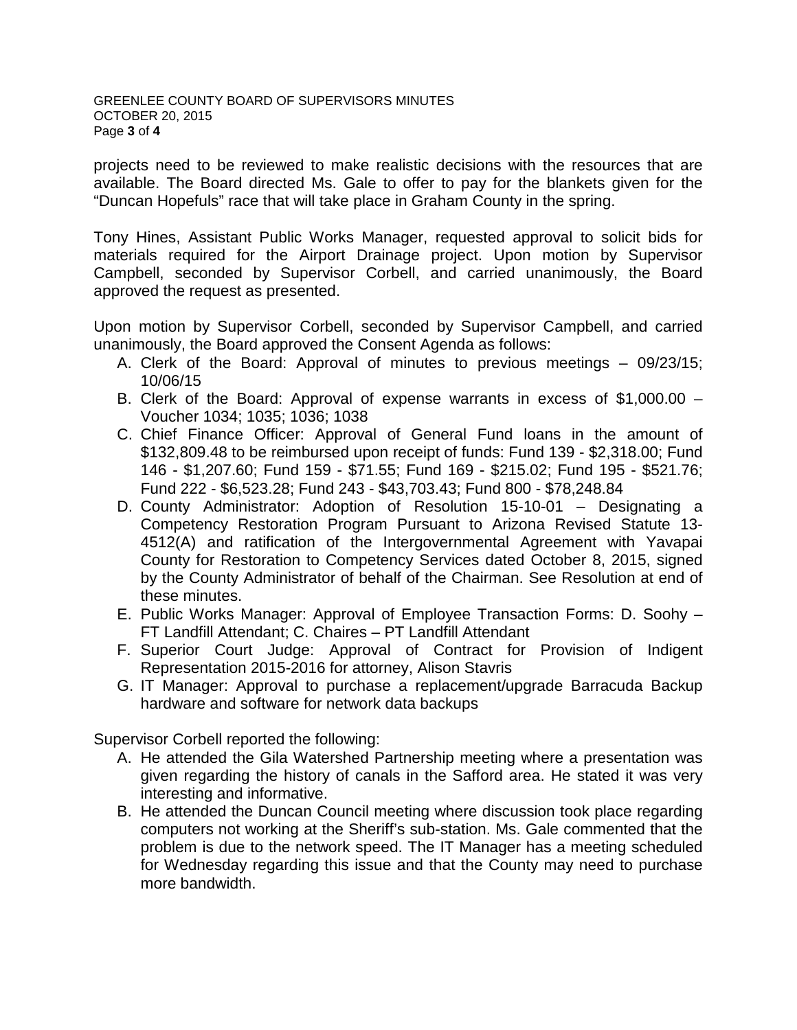projects need to be reviewed to make realistic decisions with the resources that are available. The Board directed Ms. Gale to offer to pay for the blankets given for the "Duncan Hopefuls" race that will take place in Graham County in the spring.

Tony Hines, Assistant Public Works Manager, requested approval to solicit bids for materials required for the Airport Drainage project. Upon motion by Supervisor Campbell, seconded by Supervisor Corbell, and carried unanimously, the Board approved the request as presented.

Upon motion by Supervisor Corbell, seconded by Supervisor Campbell, and carried unanimously, the Board approved the Consent Agenda as follows:

A. Clerk of the Board: Approval of minutes to previous meetings – 09/23/15; 10/06/15
B. Clerk of the Board: Approval of expense warrants in excess of $1,000.00 – Voucher 1034; 1035; 1036; 1038
C. Chief Finance Officer: Approval of General Fund loans in the amount of $132,809.48 to be reimbursed upon receipt of funds: Fund 139 - $2,318.00; Fund 146 - $1,207.60; Fund 159 - $71.55; Fund 169 - $215.02; Fund 195 - $521.76; Fund 222 - $6,523.28; Fund 243 - $43,703.43; Fund 800 - $78,248.84
D. County Administrator: Adoption of Resolution 15-10-01 – Designating a Competency Restoration Program Pursuant to Arizona Revised Statute 13-4512(A) and ratification of the Intergovernmental Agreement with Yavapai County for Restoration to Competency Services dated October 8, 2015, signed by the County Administrator of behalf of the Chairman. See Resolution at end of these minutes.
E. Public Works Manager: Approval of Employee Transaction Forms: D. Soohy – FT Landfill Attendant; C. Chaires – PT Landfill Attendant
F. Superior Court Judge: Approval of Contract for Provision of Indigent Representation 2015-2016 for attorney, Alison Stavris
G. IT Manager: Approval to purchase a replacement/upgrade Barracuda Backup hardware and software for network data backups

Supervisor Corbell reported the following:

A. He attended the Gila Watershed Partnership meeting where a presentation was given regarding the history of canals in the Safford area. He stated it was very interesting and informative.
B. He attended the Duncan Council meeting where discussion took place regarding computers not working at the Sheriff's sub-station. Ms. Gale commented that the problem is due to the network speed. The IT Manager has a meeting scheduled for Wednesday regarding this issue and that the County may need to purchase more bandwidth.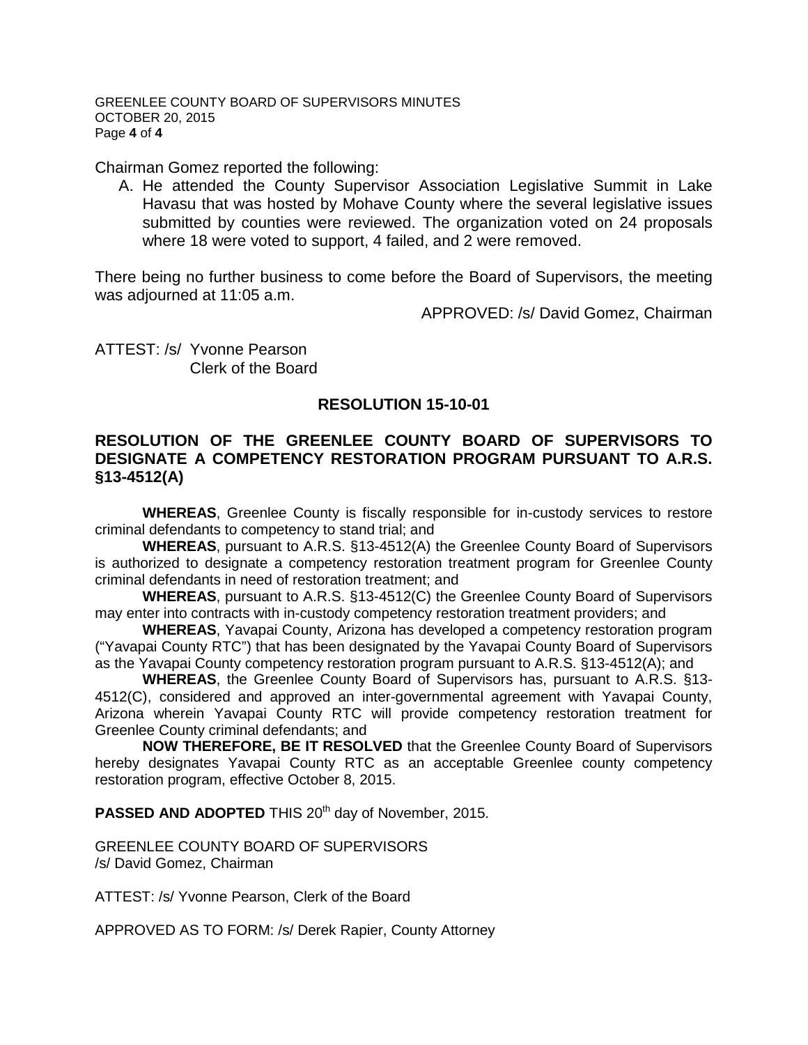Chairman Gomez reported the following:

A. He attended the County Supervisor Association Legislative Summit in Lake Havasu that was hosted by Mohave County where the several legislative issues submitted by counties were reviewed. The organization voted on 24 proposals where 18 were voted to support, 4 failed, and 2 were removed.

There being no further business to come before the Board of Supervisors, the meeting was adjourned at 11:05 a.m.

APPROVED: /s/ David Gomez, Chairman

ATTEST: /s/ Yvonne Pearson
Clerk of the Board

## RESOLUTION 15-10-01

## RESOLUTION OF THE GREENLEE COUNTY BOARD OF SUPERVISORS TO DESIGNATE A COMPETENCY RESTORATION PROGRAM PURSUANT TO A.R.S. §13-4512(A)

**WHEREAS**, Greenlee County is fiscally responsible for in-custody services to restore criminal defendants to competency to stand trial; and

**WHEREAS**, pursuant to A.R.S. §13-4512(A) the Greenlee County Board of Supervisors is authorized to designate a competency restoration treatment program for Greenlee County criminal defendants in need of restoration treatment; and

**WHEREAS**, pursuant to A.R.S. §13-4512(C) the Greenlee County Board of Supervisors may enter into contracts with in-custody competency restoration treatment providers; and

**WHEREAS**, Yavapai County, Arizona has developed a competency restoration program ("Yavapai County RTC") that has been designated by the Yavapai County Board of Supervisors as the Yavapai County competency restoration program pursuant to A.R.S. §13-4512(A); and

**WHEREAS**, the Greenlee County Board of Supervisors has, pursuant to A.R.S. §13-4512(C), considered and approved an inter-governmental agreement with Yavapai County, Arizona wherein Yavapai County RTC will provide competency restoration treatment for Greenlee County criminal defendants; and

**NOW THEREFORE, BE IT RESOLVED** that the Greenlee County Board of Supervisors hereby designates Yavapai County RTC as an acceptable Greenlee county competency restoration program, effective October 8, 2015.

**PASSED AND ADOPTED** THIS 20th day of November, 2015.

GREENLEE COUNTY BOARD OF SUPERVISORS
/s/ David Gomez, Chairman

ATTEST: /s/ Yvonne Pearson, Clerk of the Board

APPROVED AS TO FORM: /s/ Derek Rapier, County Attorney